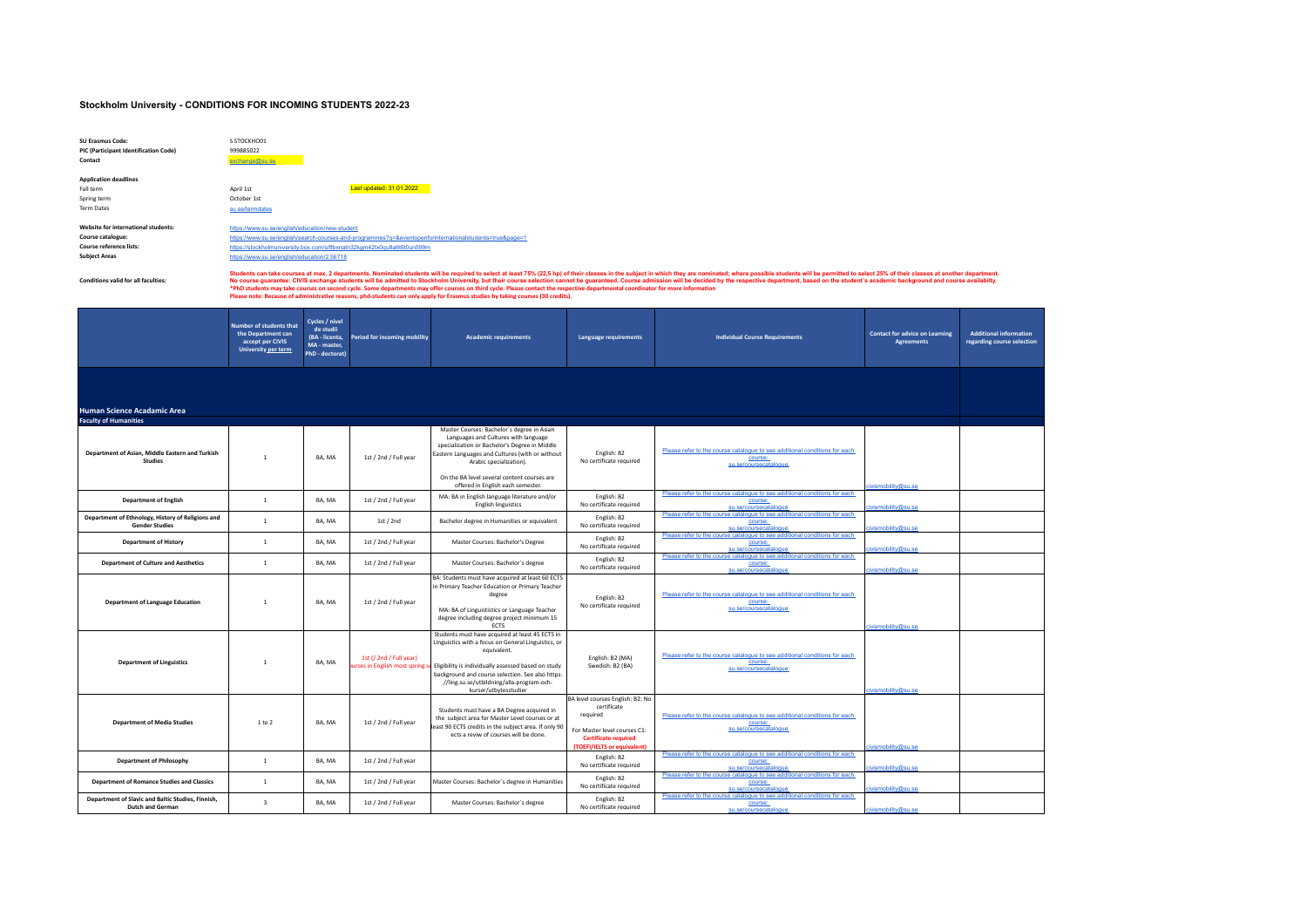# Stockholm University - CONDITIONS FOR INCOMING STUDENTS 2022-23

| | |
|---|---|
| **SU Erasmus Code:** | S STOCKHO01 |
| **PIC (Participant Identification Code)** | 999885022 |
| **Contact** | exchange@su.se |

**Application deadlines** — Last updated: 31.01.2022

| | |
|---|---|
| Fall term | April 1st |
| Spring term | October 1st |
| Term Dates | su.se/termdates |

| | |
|---|---|
| **Website for international students:** | https://www.su.se/english/education/new-student |
| **Course catalogue:** | https://www.su.se/english/search-courses-and-programmes?q=&eventopenforinternationalstudents=true&page=1 |
| **Course reference lists:** | https://stockholmuniversity.box.com/s/8bxnatn32kgm42tx0qu8a6t6t0un599m |
| **Subject Areas** | https://www.su.se/english/education/2.56718 |

**Conditions valid for all faculties:**

Students can take courses at max. 2 departments. Nominated students will be required to select at least 75% (22,5 hp) of their classes in the subject in which they are nominated; where possible students will be permitted to select 25% of their classes at another department.
No course guarantee: CIVIS exchange students will be admitted to Stockholm University, but their course selection cannot be guaranteed. Course admission will be decided by the respective department, based on the student´s academic background and course availabilty.
*PhD students may take courses on second cycle. Some departments may offer courses on third cycle. Please contact the respective departmental coordinator for more information
Please note: Because of administrative reasons, phd-students can only apply for Erasmus studies by taking courses (30 credits).

| | Number of students that the Department can accept per CIVIS University per term | Cycles / nivel de studii (BA - licenta, MA - master, PhD - doctorat) | Period for incoming mobility | Academic requirements | Language requirements | Individual Course Requirements | Contact for advice on Learning Agreements | Additional information regarding course selection |
|---|---|---|---|---|---|---|---|---|
| **Human Science Acadamic Area** | | | | | | | | |
| **Faculty of Humanities** | | | | | | | | |
| **Department of Asian, Middle Eastern and Turkish Studies** | 1 | BA, MA | 1st / 2nd / Full year | Master Courses: Bachelor´s degree in Asian Languages and Cultures with language specialization or Bachelor's Degree in Middle Eastern Languages and Cultures (with or without Arabic specialization). On the BA level several content courses are offered in English each semester. | English: B2 No certificate required | Please refer to the course catalogue to see additional conditions for each course: su.se/coursecatalogue | civismobility@su.se | |
| **Department of English** | 1 | BA, MA | 1st / 2nd / Full year | MA: BA in English language literature and/or English linguistics | English: B2 No certificate required | Please refer to the course catalogue to see additional conditions for each course: su.se/coursecatalogue | civismobility@su.se | |
| **Department of Ethnology, History of Religions and Gender Studies** | 1 | BA, MA | 1st / 2nd | Bachelor degree in Humanities or equivalent | English: B2 No certificate required | Please refer to the course catalogue to see additional conditions for each course: su.se/coursecatalogue | civismobility@su.se | |
| **Department of History** | 1 | BA, MA | 1st / 2nd / Full year | Master Courses: Bachelor's Degree | English: B2 No certificate required | Please refer to the course catalogue to see additional conditions for each course: su.se/coursecatalogue | civismobility@su.se | |
| **Department of Culture and Aesthetics** | 1 | BA, MA | 1st / 2nd / Full year | Master Courses: Bachelor´s degree | English: B2 No certificate required | Please refer to the course catalogue to see additional conditions for each course: su.se/coursecatalogue | civismobility@su.se | |
| **Department of Language Education** | 1 | BA, MA | 1st / 2nd / Full year | BA: Students must have acquired at least 60 ECTS in Primary Teacher Education or Primary Teacher degree MA: BA of Linguististics or Language Teacher degree including degree project minimum 15 ECTS | English: B2 No certificate required | Please refer to the course catalogue to see additional conditions for each course: su.se/coursecatalogue | civismobility@su.se | |
| **Department of Linguistics** | 1 | BA, MA | 1st (/ 2nd / Full year) ...urses in English most spring se... | Students must have acquired at least 45 ECTS in Linguistics with a focus on General Linguistics, or equivalent. Eligibility is individually assessed based on study background and course selection. See also https://ling.su.se/utbildning/alla-program-och-kurser/utbytesstudier | English: B2 (MA) Swedish: B2 (BA) | Please refer to the course catalogue to see additional conditions for each course: su.se/coursecatalogue | civismobility@su.se | |
| **Department of Media Studies** | 1 to 2 | BA, MA | 1st / 2nd / Full year | Students must have a BA Degree acquired in the subject area for Master Level courses or at least 90 ECTS credits in the subject area. If only 90 ects a reviw of courses will be done. | BA level courses English: B2: No certificate required For Master level courses C1: **Certificate required (TOEFL/IELTS or equivalent)** | Please refer to the course catalogue to see additional conditions for each course: su.se/coursecatalogue | civismobility@su.se | |
| **Department of Philosophy** | 1 | BA, MA | 1st / 2nd / Full year | | English: B2 No certificate required | Please refer to the course catalogue to see additional conditions for each course: su.se/coursecatalogue | civismobility@su.se | |
| **Department of Romance Studies and Classics** | 1 | BA, MA | 1st / 2nd / Full year | Master Courses: Bachelor´s degree in Humanities | English: B2 No certificate required | Please refer to the course catalogue to see additional conditions for each course: su.se/coursecatalogue | civismobility@su.se | |
| **Department of Slavic and Baltic Studies, Finnish, Dutch and German** | 3 | BA, MA | 1st / 2nd / Full year | Master Courses: Bachelor´s degree | English: B2 No certificate required | Please refer to the course catalogue to see additional conditions for each course: su.se/coursecatalogue | civismobility@su.se | |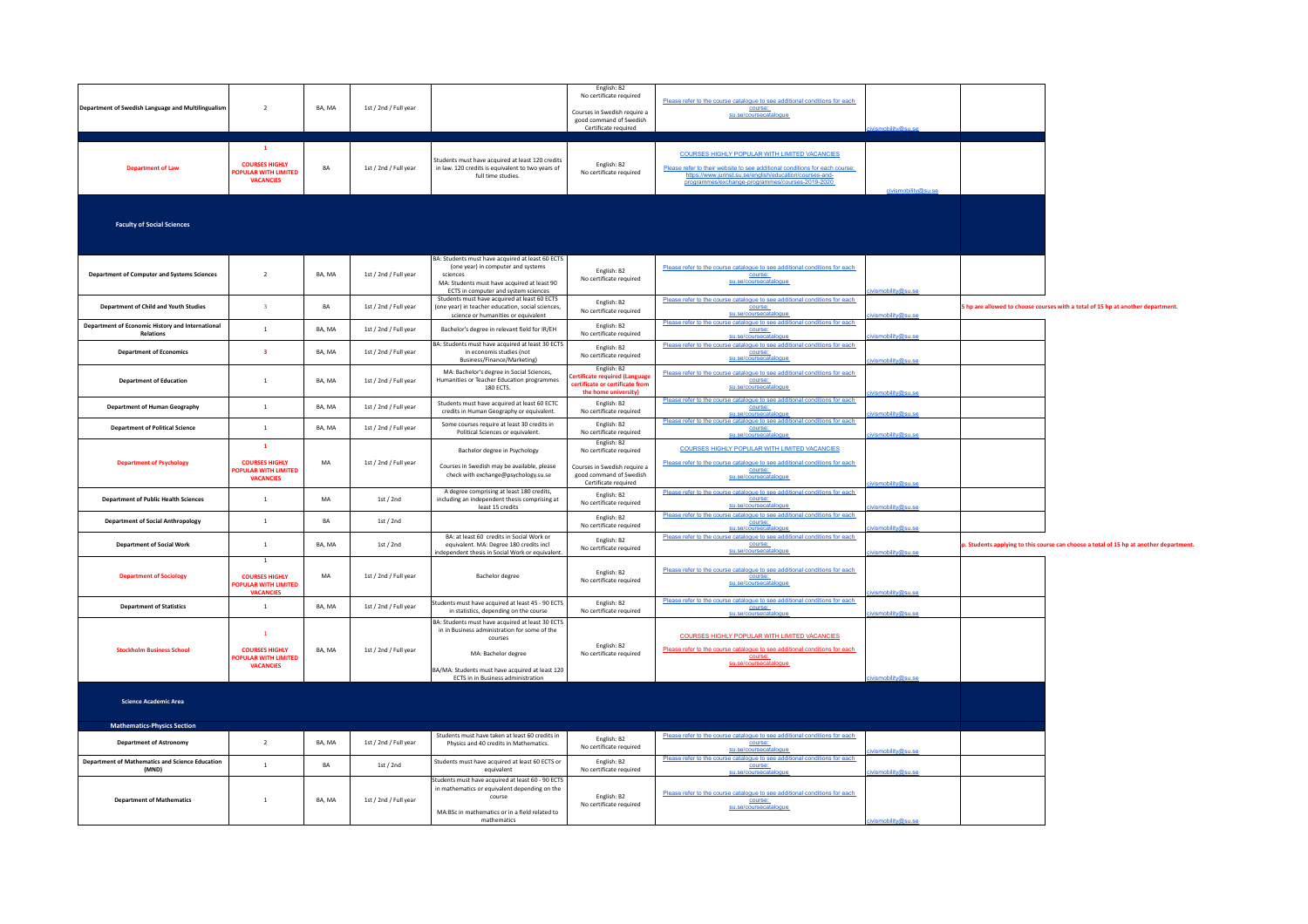| | | | | | | | | |
|---|---|---|---|---|---|---|---|---|
| Department of Swedish Language and Multilingualism | 2 | BA, MA | 1st / 2nd / Full year | | English: B2 No certificate required Courses in Swedish require a good command of Swedish Certificate required | Please refer to the course catalogue to see additional conditions for each course: su.se/coursecatalogue | civismobility@su.se | |
| **Department of Law** | 1 **COURSES HIGHLY POPULAR WITH LIMITED VACANCIES** | BA | 1st / 2nd / Full year | Students must have acquired at least 120 credits in law. 120 credits is equivalent to two years of full time studies. | English: B2 No certificate required | COURSES HIGHLY POPULAR WITH LIMITED VACANCIES Please refer to their website to see additional conditions for each course: https://www.juridicum.su.se/english/education/courses-and-programmes/exchange-programmes/courses-2019-2020 | civismobility@su.se | |
| **Faculty of Social Sciences** | | | | | | | | |
| **Department of Computer and Systems Sciences** | 2 | BA, MA | 1st / 2nd / Full year | BA: Students must have acquired at least 60 ECTS (one year) in computer and systems sciences MA: Students must have acquired at least 90 ECTS in computer and system sciences | English: B2 No certificate required | Please refer to the course catalogue to see additional conditions for each course: su.se/coursecatalogue | civismobility@su.se | |
| **Department of Child and Youth Studies** | 3 | BA | 1st / 2nd / Full year | Students must have acquired at least 60 ECTS (one year) in teacher education, social sciences, science or humanities or equivalent | English: B2 No certificate required | Please refer to the course catalogue to see additional conditions for each course: su.se/coursecatalogue | civismobility@su.se | **5 hp are allowed to choose courses with a total of 15 hp at another department.** |
| **Department of Economic History and International Relations** | 1 | BA, MA | 1st / 2nd / Full year | Bachelor's degree in relevant field for IR/EH | English: B2 No certificate required | Please refer to the course catalogue to see additional conditions for each course: su.se/coursecatalogue | civismobility@su.se | |
| **Department of Economics** | 3 | BA, MA | 1st / 2nd / Full year | BA: Students must have acquired at least 30 ECTS in economis studies (not Business/Finance/Marketing) | English: B2 No certificate required | Please refer to the course catalogue to see additional conditions for each course: su.se/coursecatalogue | civismobility@su.se | |
| **Department of Education** | 1 | BA, MA | 1st / 2nd / Full year | MA: Bachelor's degree in Social Sciences, Humanities or Teacher Education programmes 180 ECTS. | English: B2 **Certificate required (Language certificate or certificate from the home university)** | Please refer to the course catalogue to see additional conditions for each course: su.se/coursecatalogue | civismobility@su.se | |
| **Department of Human Geography** | 1 | BA, MA | 1st / 2nd / Full year | Students must have acquired at least 60 ECTC credits in Human Geography or equivalent. | English: B2 No certificate required | Please refer to the course catalogue to see additional conditions for each course: su.se/coursecatalogue | civismobility@su.se | |
| **Department of Political Science** | 1 | BA, MA | 1st / 2nd / Full year | Some courses require at least 30 credits in Political Sciences or equivalent. | English: B2 No certificate required | Please refer to the course catalogue to see additional conditions for each course: su.se/coursecatalogue | civismobility@su.se | |
| **Department of Psychology** | 1 **COURSES HIGHLY POPULAR WITH LIMITED VACANCIES** | MA | 1st / 2nd / Full year | Bachelor degree in Psychology Courses in Swedish may be available, please check with exchange@psychology.su.se | English: B2 No certificate required Courses in Swedish require a good command of Swedish Certificate required | COURSES HIGHLY POPULAR WITH LIMITED VACANCIES Please refer to the course catalogue to see additional conditions for each course: su.se/coursecatalogue | civismobility@su.se | |
| **Department of Public Health Sciences** | 1 | MA | 1st / 2nd | A degree comprising at least 180 credits, including an independent thesis comprising at least 15 credits | English: B2 No certificate required | Please refer to the course catalogue to see additional conditions for each course: su.se/coursecatalogue | civismobility@su.se | |
| **Department of Social Anthropology** | 1 | BA | 1st / 2nd | | English: B2 No certificate required | Please refer to the course catalogue to see additional conditions for each course: su.se/coursecatalogue | civismobility@su.se | |
| **Department of Social Work** | 1 | BA, MA | 1st / 2nd | BA: at least 60 credits in Social Work or equivalent. MA: Degree 180 credits incl independent thesis in Social Work or equivalent. | English: B2 No certificate required | Please refer to the course catalogue to see additional conditions for each course: su.se/coursecatalogue | civismobility@su.se | **p. Students applying to this course can choose a total of 15 hp at another department.** |
| **Department of Sociology** | 1 **COURSES HIGHLY POPULAR WITH LIMITED VACANCIES** | MA | 1st / 2nd / Full year | Bachelor degree | English: B2 No certificate required | Please refer to the course catalogue to see additional conditions for each course: su.se/coursecatalogue | civismobility@su.se | |
| **Department of Statistics** | 1 | BA, MA | 1st / 2nd / Full year | Students must have acquired at least 45 - 90 ECTS in statistics, depending on the course | English: B2 No certificate required | Please refer to the course catalogue to see additional conditions for each course: su.se/coursecatalogue | civismobility@su.se | |
| **Stockholm Business School** | 1 **COURSES HIGHLY POPULAR WITH LIMITED VACANCIES** | BA, MA | 1st / 2nd / Full year | BA: Students must have acquired at least 30 ECTS in in Business administration for some of the courses MA: Bachelor degree BA/MA: Students must have acquired at least 120 ECTS in in Business administration | English: B2 No certificate required | COURSES HIGHLY POPULAR WITH LIMITED VACANCIES Please refer to the course catalogue to see additional conditions for each course: su.se/coursecatalogue | civismobility@su.se | |
| **Science Academic Area** | | | | | | | | |
| **Mathematics-Physics Section** | | | | | | | | |
| **Department of Astronomy** | 2 | BA, MA | 1st / 2nd / Full year | Students must have taken at least 60 credits in Physics and 40 credits in Mathematics. | English: B2 No certificate required | Please refer to the course catalogue to see additional conditions for each course: su.se/coursecatalogue | civismobility@su.se | |
| **Department of Mathematics and Science Education (MND)** | 1 | BA | 1st / 2nd | Students must have acquired at least 60 ECTS or equivalent | English: B2 No certificate required | Please refer to the course catalogue to see additional conditions for each course: su.se/coursecatalogue | civismobility@su.se | |
| **Department of Mathematics** | 1 | BA, MA | 1st / 2nd / Full year | Students must have acquired at least 60 - 90 ECTS in mathematics or equivalent depending on the course MA:BSc in mathematics or in a field related to mathematics | English: B2 No certificate required | Please refer to the course catalogue to see additional conditions for each course: su.se/coursecatalogue | civismobility@su.se | |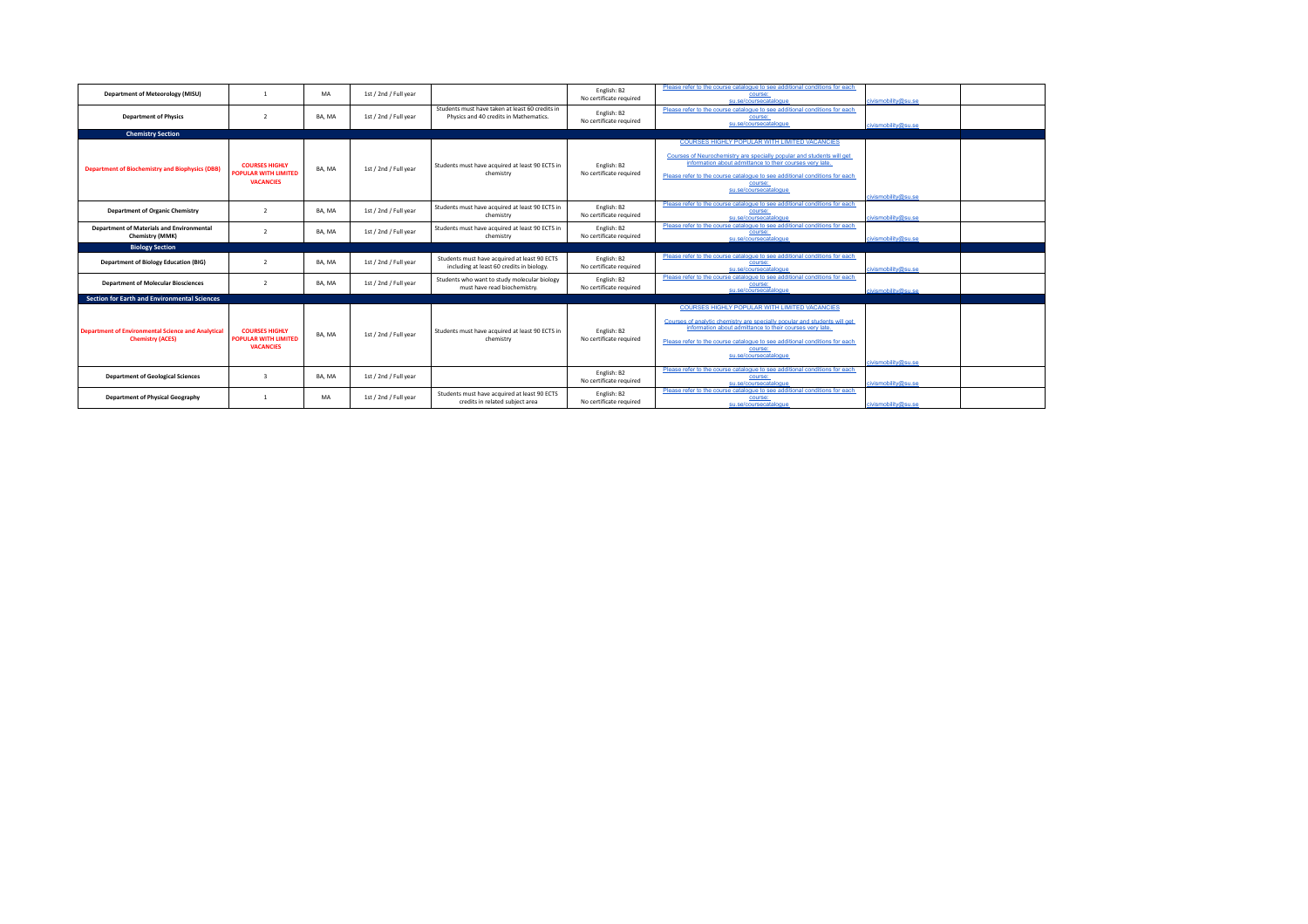| | | | | | | | | |
|---|---|---|---|---|---|---|---|---|
| **Department of Meteorology (MISU)** | 1 | MA | 1st / 2nd / Full year | | English: B2 No certificate required | Please refer to the course catalogue to see additional conditions for each course: su.se/coursecatalogue | civismobility@su.se | |
| **Department of Physics** | 2 | BA, MA | 1st / 2nd / Full year | Students must have taken at least 60 credits in Physics and 40 credits in Mathematics. | English: B2 No certificate required | Please refer to the course catalogue to see additional conditions for each course: su.se/coursecatalogue | civismobility@su.se | |
| **Chemistry Section** | | | | | | | | |
| **Department of Biochemistry and Biophysics (DBB)** | **COURSES HIGHLY POPULAR WITH LIMITED VACANCIES** | BA, MA | 1st / 2nd / Full year | Students must have acquired at least 90 ECTS in chemistry | English: B2 No certificate required | COURSES HIGHLY POPULAR WITH LIMITED VACANCIES Courses of Neurochemistry are specially popular and students will get information about admittance to their courses very late. Please refer to the course catalogue to see additional conditions for each course: su.se/coursecatalogue | civismobility@su.se | |
| **Department of Organic Chemistry** | 2 | BA, MA | 1st / 2nd / Full year | Students must have acquired at least 90 ECTS in chemistry | English: B2 No certificate required | Please refer to the course catalogue to see additional conditions for each course: su.se/coursecatalogue | civismobility@su.se | |
| **Department of Materials and Environmental Chemistry (MMK)** | 2 | BA, MA | 1st / 2nd / Full year | Students must have acquired at least 90 ECTS in chemistry | English: B2 No certificate required | Please refer to the course catalogue to see additional conditions for each course: su.se/coursecatalogue | civismobility@su.se | |
| **Biology Section** | | | | | | | | |
| **Department of Biology Education (BIG)** | 2 | BA, MA | 1st / 2nd / Full year | Students must have acquired at least 90 ECTS including at least 60 credits in biology. | English: B2 No certificate required | Please refer to the course catalogue to see additional conditions for each course: su.se/coursecatalogue | civismobility@su.se | |
| **Department of Molecular Biosciences** | 2 | BA, MA | 1st / 2nd / Full year | Students who want to study molecular biology must have read biochemistry. | English: B2 No certificate required | Please refer to the course catalogue to see additional conditions for each course: su.se/coursecatalogue | civismobility@su.se | |
| **Section for Earth and Environmental Sciences** | | | | | | | | |
| **Department of Environmental Science and Analytical Chemistry (ACES)** | **COURSES HIGHLY POPULAR WITH LIMITED VACANCIES** | BA, MA | 1st / 2nd / Full year | Students must have acquired at least 90 ECTS in chemistry | English: B2 No certificate required | COURSES HIGHLY POPULAR WITH LIMITED VACANCIES Courses of analytic chemistry are specially popular and students will get information about admittance to their courses very late. Please refer to the course catalogue to see additional conditions for each course: su.se/coursecatalogue | civismobility@su.se | |
| **Department of Geological Sciences** | 3 | BA, MA | 1st / 2nd / Full year | | English: B2 No certificate required | Please refer to the course catalogue to see additional conditions for each course: su.se/coursecatalogue | civismobility@su.se | |
| **Department of Physical Geography** | 1 | MA | 1st / 2nd / Full year | Students must have acquired at least 90 ECTS credits in related subject area | English: B2 No certificate required | Please refer to the course catalogue to see additional conditions for each course: su.se/coursecatalogue | civismobility@su.se | |